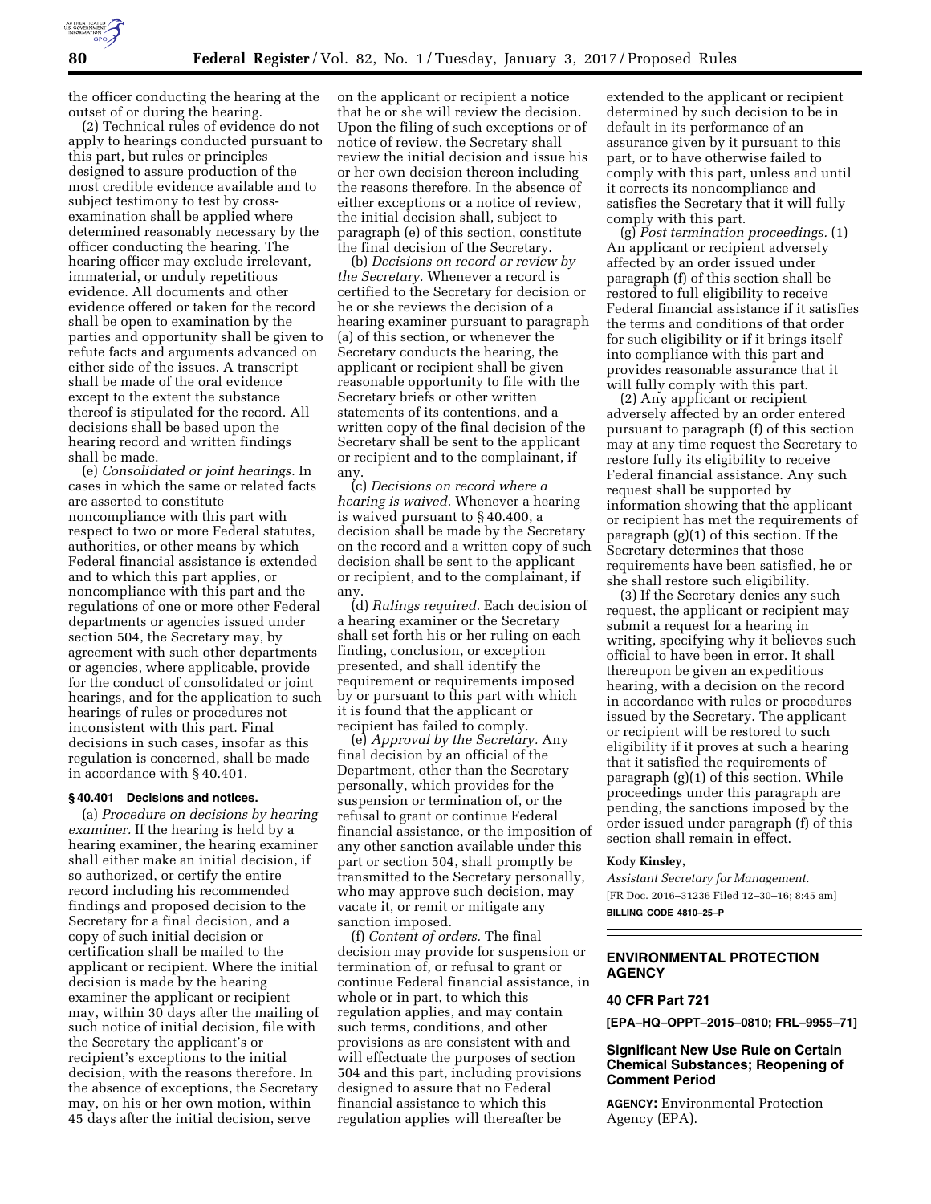the officer conducting the hearing at the outset of or during the hearing.

(2) Technical rules of evidence do not apply to hearings conducted pursuant to this part, but rules or principles designed to assure production of the most credible evidence available and to subject testimony to test by cross-examination shall be applied where determined reasonably necessary by the officer conducting the hearing. The hearing officer may exclude irrelevant, immaterial, or unduly repetitious evidence. All documents and other evidence offered or taken for the record shall be open to examination by the parties and opportunity shall be given to refute facts and arguments advanced on either side of the issues. A transcript shall be made of the oral evidence except to the extent the substance thereof is stipulated for the record. All decisions shall be based upon the hearing record and written findings shall be made.

(e) *Consolidated or joint hearings.* In cases in which the same or related facts are asserted to constitute noncompliance with this part with respect to two or more Federal statutes, authorities, or other means by which Federal financial assistance is extended and to which this part applies, or noncompliance with this part and the regulations of one or more other Federal departments or agencies issued under section 504, the Secretary may, by agreement with such other departments or agencies, where applicable, provide for the conduct of consolidated or joint hearings, and for the application to such hearings of rules or procedures not inconsistent with this part. Final decisions in such cases, insofar as this regulation is concerned, shall be made in accordance with § 40.401.

**§ 40.401 Decisions and notices.**

(a) *Procedure on decisions by hearing examiner.* If the hearing is held by a hearing examiner, the hearing examiner shall either make an initial decision, if so authorized, or certify the entire record including his recommended findings and proposed decision to the Secretary for a final decision, and a copy of such initial decision or certification shall be mailed to the applicant or recipient. Where the initial decision is made by the hearing examiner the applicant or recipient may, within 30 days after the mailing of such notice of initial decision, file with the Secretary the applicant's or recipient's exceptions to the initial decision, with the reasons therefore. In the absence of exceptions, the Secretary may, on his or her own motion, within 45 days after the initial decision, serve on the applicant or recipient a notice that he or she will review the decision. Upon the filing of such exceptions or of notice of review, the Secretary shall review the initial decision and issue his or her own decision thereon including the reasons therefore. In the absence of either exceptions or a notice of review, the initial decision shall, subject to paragraph (e) of this section, constitute the final decision of the Secretary.

(b) *Decisions on record or review by the Secretary.* Whenever a record is certified to the Secretary for decision or he or she reviews the decision of a hearing examiner pursuant to paragraph (a) of this section, or whenever the Secretary conducts the hearing, the applicant or recipient shall be given reasonable opportunity to file with the Secretary briefs or other written statements of its contentions, and a written copy of the final decision of the Secretary shall be sent to the applicant or recipient and to the complainant, if any.

(c) *Decisions on record where a hearing is waived.* Whenever a hearing is waived pursuant to § 40.400, a decision shall be made by the Secretary on the record and a written copy of such decision shall be sent to the applicant or recipient, and to the complainant, if any.

(d) *Rulings required.* Each decision of a hearing examiner or the Secretary shall set forth his or her ruling on each finding, conclusion, or exception presented, and shall identify the requirement or requirements imposed by or pursuant to this part with which it is found that the applicant or recipient has failed to comply.

(e) *Approval by the Secretary.* Any final decision by an official of the Department, other than the Secretary personally, which provides for the suspension or termination of, or the refusal to grant or continue Federal financial assistance, or the imposition of any other sanction available under this part or section 504, shall promptly be transmitted to the Secretary personally, who may approve such decision, may vacate it, or remit or mitigate any sanction imposed.

(f) *Content of orders.* The final decision may provide for suspension or termination of, or refusal to grant or continue Federal financial assistance, in whole or in part, to which this regulation applies, and may contain such terms, conditions, and other provisions as are consistent with and will effectuate the purposes of section 504 and this part, including provisions designed to assure that no Federal financial assistance to which this regulation applies will thereafter be extended to the applicant or recipient determined by such decision to be in default in its performance of an assurance given by it pursuant to this part, or to have otherwise failed to comply with this part, unless and until it corrects its noncompliance and satisfies the Secretary that it will fully comply with this part.

(g) *Post termination proceedings.* (1) An applicant or recipient adversely affected by an order issued under paragraph (f) of this section shall be restored to full eligibility to receive Federal financial assistance if it satisfies the terms and conditions of that order for such eligibility or if it brings itself into compliance with this part and provides reasonable assurance that it will fully comply with this part.

(2) Any applicant or recipient adversely affected by an order entered pursuant to paragraph (f) of this section may at any time request the Secretary to restore fully its eligibility to receive Federal financial assistance. Any such request shall be supported by information showing that the applicant or recipient has met the requirements of paragraph (g)(1) of this section. If the Secretary determines that those requirements have been satisfied, he or she shall restore such eligibility.

(3) If the Secretary denies any such request, the applicant or recipient may submit a request for a hearing in writing, specifying why it believes such official to have been in error. It shall thereupon be given an expeditious hearing, with a decision on the record in accordance with rules or procedures issued by the Secretary. The applicant or recipient will be restored to such eligibility if it proves at such a hearing that it satisfied the requirements of paragraph (g)(1) of this section. While proceedings under this paragraph are pending, the sanctions imposed by the order issued under paragraph (f) of this section shall remain in effect.

**Kody Kinsley,**

*Assistant Secretary for Management.*

[FR Doc. 2016–31236 Filed 12–30–16; 8:45 am]

**BILLING CODE 4810–25–P**

---

## ENVIRONMENTAL PROTECTION AGENCY

### 40 CFR Part 721

**[EPA–HQ–OPPT–2015–0810; FRL–9955–71]**

### Significant New Use Rule on Certain Chemical Substances; Reopening of Comment Period

**AGENCY:** Environmental Protection Agency (EPA).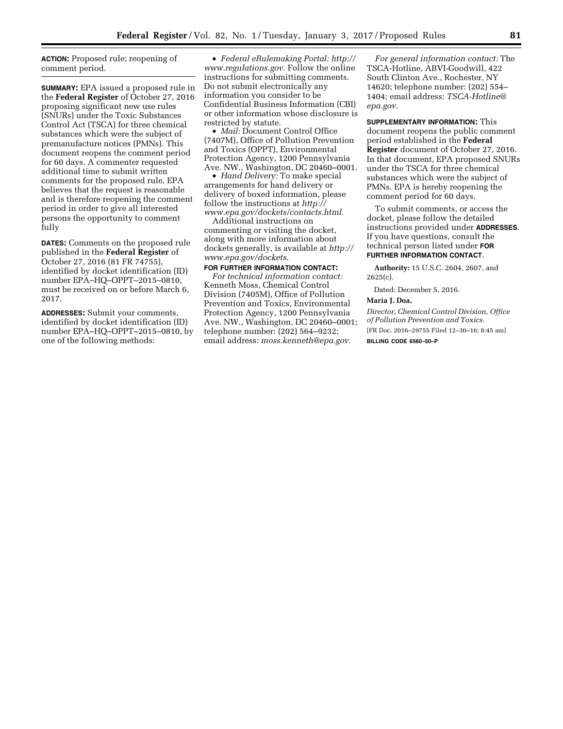**ACTION:** Proposed rule; reopening of comment period.

**SUMMARY:** EPA issued a proposed rule in the **Federal Register** of October 27, 2016 proposing significant new use rules (SNURs) under the Toxic Substances Control Act (TSCA) for three chemical substances which were the subject of premanufacture notices (PMNs). This document reopens the comment period for 60 days. A commenter requested additional time to submit written comments for the proposed rule. EPA believes that the request is reasonable and is therefore reopening the comment period in order to give all interested persons the opportunity to comment fully

**DATES:** Comments on the proposed rule published in the **Federal Register** of October 27, 2016 (81 FR 74755), identified by docket identification (ID) number EPA–HQ–OPPT–2015–0810, must be received on or before March 6, 2017.

**ADDRESSES:** Submit your comments, identified by docket identification (ID) number EPA–HQ–OPPT–2015–0810, by one of the following methods:

- *Federal eRulemaking Portal: http://www.regulations.gov.* Follow the online instructions for submitting comments. Do not submit electronically any information you consider to be Confidential Business Information (CBI) or other information whose disclosure is restricted by statute.
- *Mail:* Document Control Office (7407M), Office of Pollution Prevention and Toxics (OPPT), Environmental Protection Agency, 1200 Pennsylvania Ave. NW., Washington, DC 20460–0001.
- *Hand Delivery:* To make special arrangements for hand delivery or delivery of boxed information, please follow the instructions at *http://www.epa.gov/dockets/contacts.html.*

Additional instructions on commenting or visiting the docket, along with more information about dockets generally, is available at *http://www.epa.gov/dockets.*

**FOR FURTHER INFORMATION CONTACT:**

*For technical information contact:* Kenneth Moss, Chemical Control Division (7405M), Office of Pollution Prevention and Toxics, Environmental Protection Agency, 1200 Pennsylvania Ave. NW., Washington, DC 20460–0001; telephone number: (202) 564–9232; email address: *moss.kenneth@epa.gov.*

*For general information contact:* The TSCA-Hotline, ABVI-Goodwill, 422 South Clinton Ave., Rochester, NY 14620; telephone number: (202) 554–1404; email address: *TSCA-Hotline@epa.gov.*

**SUPPLEMENTARY INFORMATION:** This document reopens the public comment period established in the **Federal Register** document of October 27, 2016. In that document, EPA proposed SNURs under the TSCA for three chemical substances which were the subject of PMNs. EPA is hereby reopening the comment period for 60 days.

To submit comments, or access the docket, please follow the detailed instructions provided under **ADDRESSES**. If you have questions, consult the technical person listed under **FOR FURTHER INFORMATION CONTACT**.

**Authority:** 15 U.S.C. 2604, 2607, and 2625(c).

Dated: December 5, 2016.

**Maria J. Doa,**

*Director, Chemical Control Division, Office of Pollution Prevention and Toxics.*

[FR Doc. 2016–29755 Filed 12–30–16; 8:45 am]

**BILLING CODE 6560–50–P**